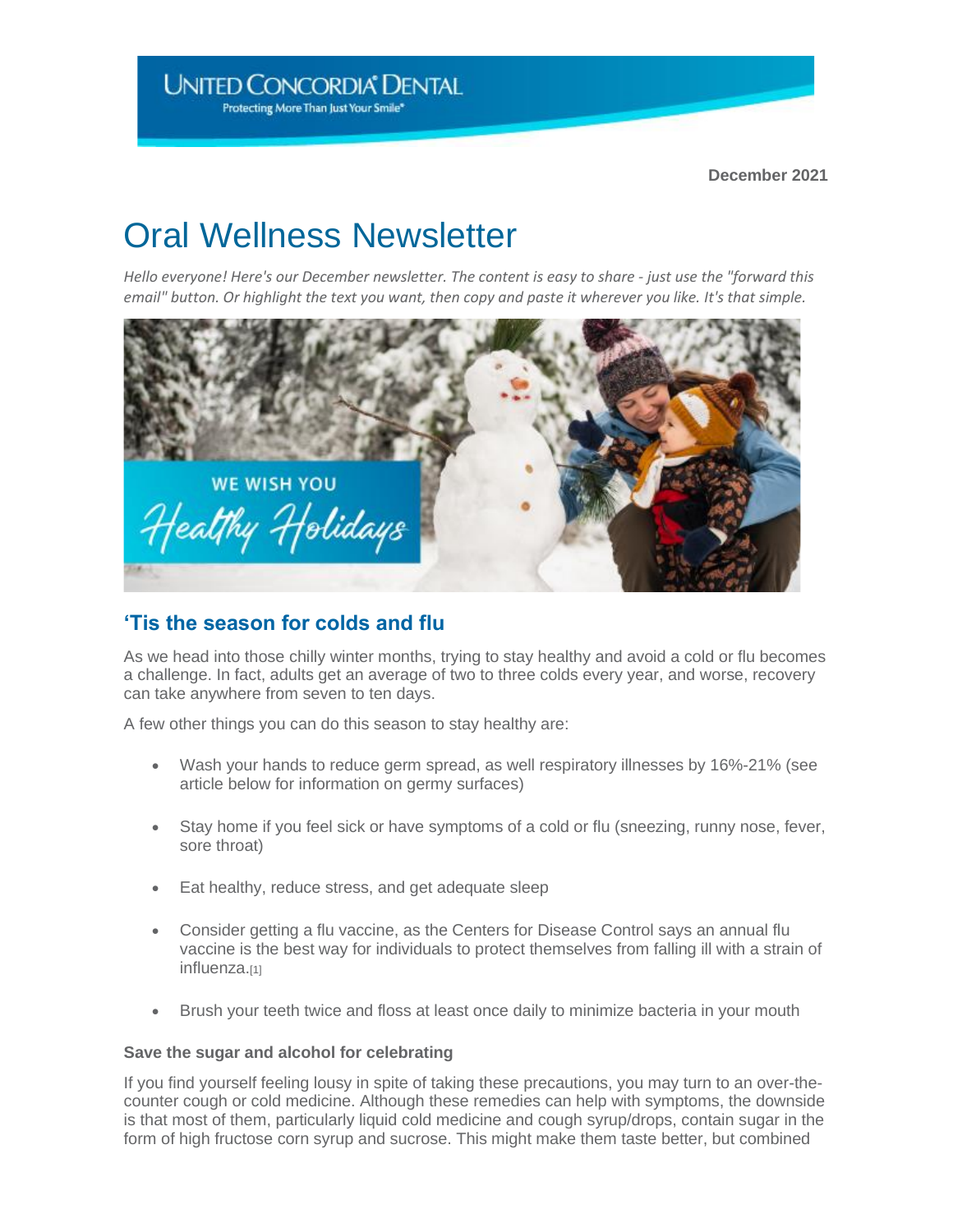UNITED CONCORDIA DENTAL
Protecting More Than Just Your Smile®

**December 2021**

# Oral Wellness Newsletter

*Hello everyone! Here's our December newsletter. The content is easy to share - just use the "forward this email" button. Or highlight the text you want, then copy and paste it wherever you like. It's that simple.*

## 'Tis the season for colds and flu

As we head into those chilly winter months, trying to stay healthy and avoid a cold or flu becomes a challenge. In fact, adults get an average of two to three colds every year, and worse, recovery can take anywhere from seven to ten days.

A few other things you can do this season to stay healthy are:

- Wash your hands to reduce germ spread, as well respiratory illnesses by 16%-21% (see article below for information on germy surfaces)
- Stay home if you feel sick or have symptoms of a cold or flu (sneezing, runny nose, fever, sore throat)
- Eat healthy, reduce stress, and get adequate sleep
- Consider getting a flu vaccine, as the Centers for Disease Control says an annual flu vaccine is the best way for individuals to protect themselves from falling ill with a strain of influenza.[1]
- Brush your teeth twice and floss at least once daily to minimize bacteria in your mouth

### Save the sugar and alcohol for celebrating

If you find yourself feeling lousy in spite of taking these precautions, you may turn to an over-the-counter cough or cold medicine. Although these remedies can help with symptoms, the downside is that most of them, particularly liquid cold medicine and cough syrup/drops, contain sugar in the form of high fructose corn syrup and sucrose. This might make them taste better, but combined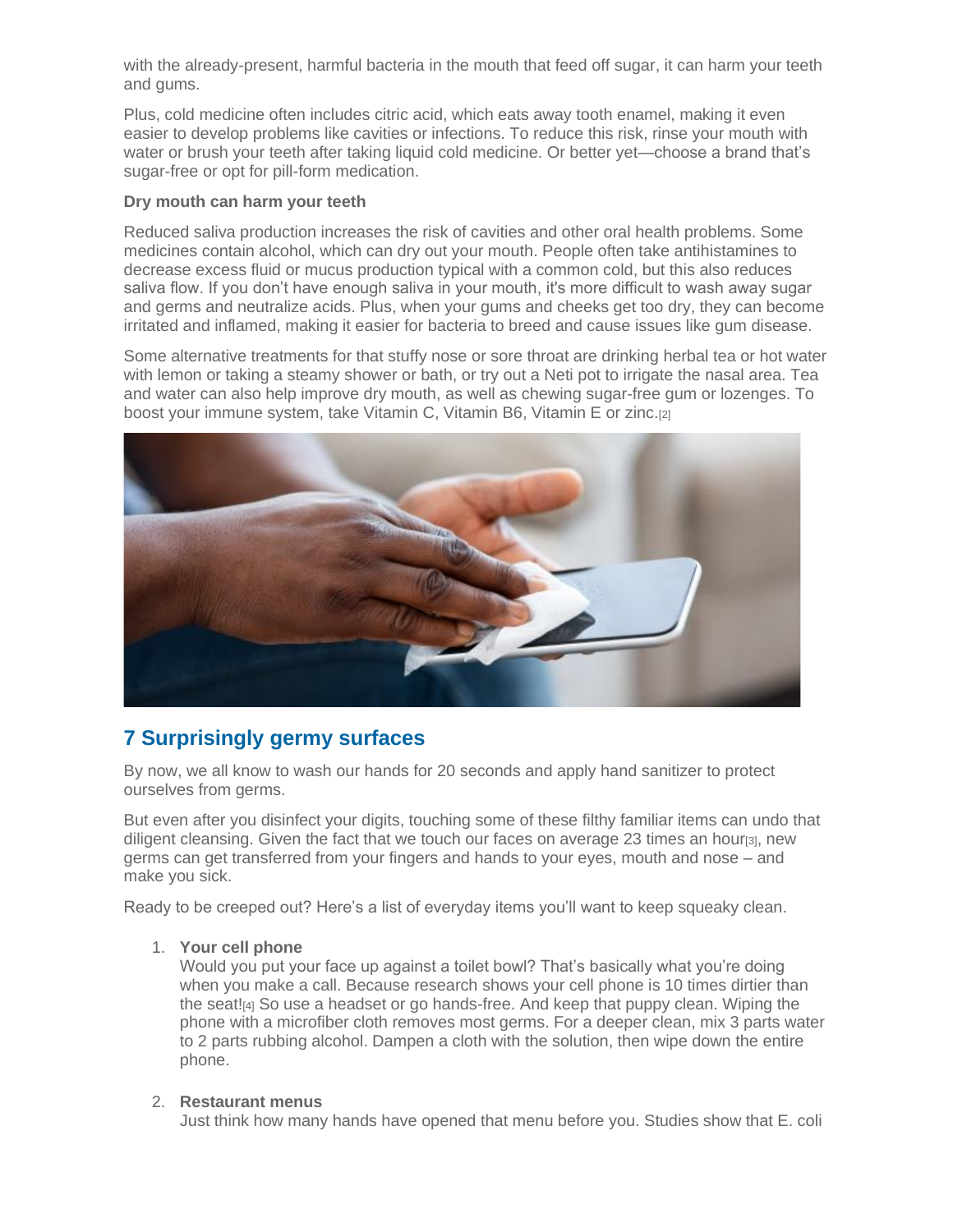with the already-present, harmful bacteria in the mouth that feed off sugar, it can harm your teeth and gums.

Plus, cold medicine often includes citric acid, which eats away tooth enamel, making it even easier to develop problems like cavities or infections. To reduce this risk, rinse your mouth with water or brush your teeth after taking liquid cold medicine. Or better yet—choose a brand that's sugar-free or opt for pill-form medication.

**Dry mouth can harm your teeth**

Reduced saliva production increases the risk of cavities and other oral health problems. Some medicines contain alcohol, which can dry out your mouth. People often take antihistamines to decrease excess fluid or mucus production typical with a common cold, but this also reduces saliva flow. If you don't have enough saliva in your mouth, it's more difficult to wash away sugar and germs and neutralize acids. Plus, when your gums and cheeks get too dry, they can become irritated and inflamed, making it easier for bacteria to breed and cause issues like gum disease.

Some alternative treatments for that stuffy nose or sore throat are drinking herbal tea or hot water with lemon or taking a steamy shower or bath, or try out a Neti pot to irrigate the nasal area. Tea and water can also help improve dry mouth, as well as chewing sugar-free gum or lozenges. To boost your immune system, take Vitamin C, Vitamin B6, Vitamin E or zinc.[2]

## 7 Surprisingly germy surfaces

By now, we all know to wash our hands for 20 seconds and apply hand sanitizer to protect ourselves from germs.

But even after you disinfect your digits, touching some of these filthy familiar items can undo that diligent cleansing. Given the fact that we touch our faces on average 23 times an hour[3], new germs can get transferred from your fingers and hands to your eyes, mouth and nose – and make you sick.

Ready to be creeped out? Here's a list of everyday items you'll want to keep squeaky clean.

1. **Your cell phone**
   Would you put your face up against a toilet bowl? That's basically what you're doing when you make a call. Because research shows your cell phone is 10 times dirtier than the seat![4] So use a headset or go hands-free. And keep that puppy clean. Wiping the phone with a microfiber cloth removes most germs. For a deeper clean, mix 3 parts water to 2 parts rubbing alcohol. Dampen a cloth with the solution, then wipe down the entire phone.

2. **Restaurant menus**
   Just think how many hands have opened that menu before you. Studies show that E. coli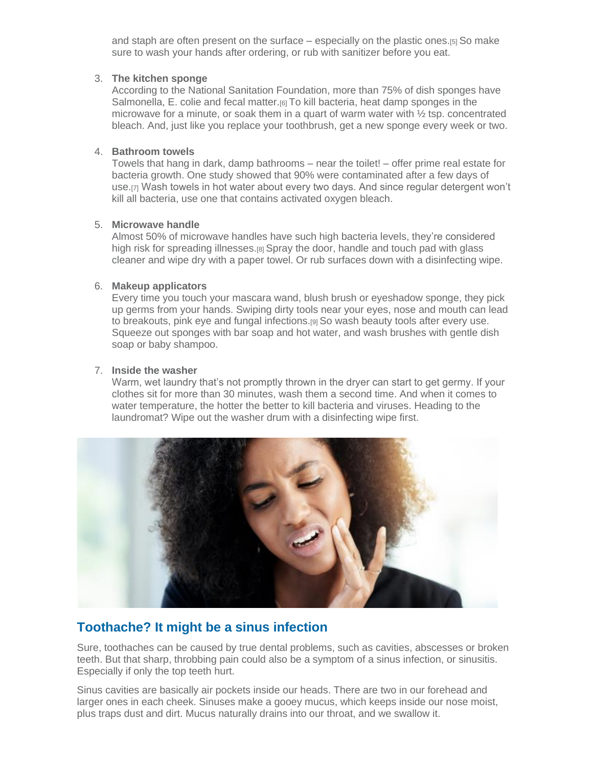and staph are often present on the surface – especially on the plastic ones.[5] So make sure to wash your hands after ordering, or rub with sanitizer before you eat.

3. **The kitchen sponge**
   According to the National Sanitation Foundation, more than 75% of dish sponges have Salmonella, E. colie and fecal matter.[6] To kill bacteria, heat damp sponges in the microwave for a minute, or soak them in a quart of warm water with ½ tsp. concentrated bleach. And, just like you replace your toothbrush, get a new sponge every week or two.

4. **Bathroom towels**
   Towels that hang in dark, damp bathrooms – near the toilet! – offer prime real estate for bacteria growth. One study showed that 90% were contaminated after a few days of use.[7] Wash towels in hot water about every two days. And since regular detergent won't kill all bacteria, use one that contains activated oxygen bleach.

5. **Microwave handle**
   Almost 50% of microwave handles have such high bacteria levels, they're considered high risk for spreading illnesses.[8] Spray the door, handle and touch pad with glass cleaner and wipe dry with a paper towel. Or rub surfaces down with a disinfecting wipe.

6. **Makeup applicators**
   Every time you touch your mascara wand, blush brush or eyeshadow sponge, they pick up germs from your hands. Swiping dirty tools near your eyes, nose and mouth can lead to breakouts, pink eye and fungal infections.[9] So wash beauty tools after every use. Squeeze out sponges with bar soap and hot water, and wash brushes with gentle dish soap or baby shampoo.

7. **Inside the washer**
   Warm, wet laundry that's not promptly thrown in the dryer can start to get germy. If your clothes sit for more than 30 minutes, wash them a second time. And when it comes to water temperature, the hotter the better to kill bacteria and viruses. Heading to the laundromat? Wipe out the washer drum with a disinfecting wipe first.

## Toothache? It might be a sinus infection

Sure, toothaches can be caused by true dental problems, such as cavities, abscesses or broken teeth. But that sharp, throbbing pain could also be a symptom of a sinus infection, or sinusitis. Especially if only the top teeth hurt.

Sinus cavities are basically air pockets inside our heads. There are two in our forehead and larger ones in each cheek. Sinuses make a gooey mucus, which keeps inside our nose moist, plus traps dust and dirt. Mucus naturally drains into our throat, and we swallow it.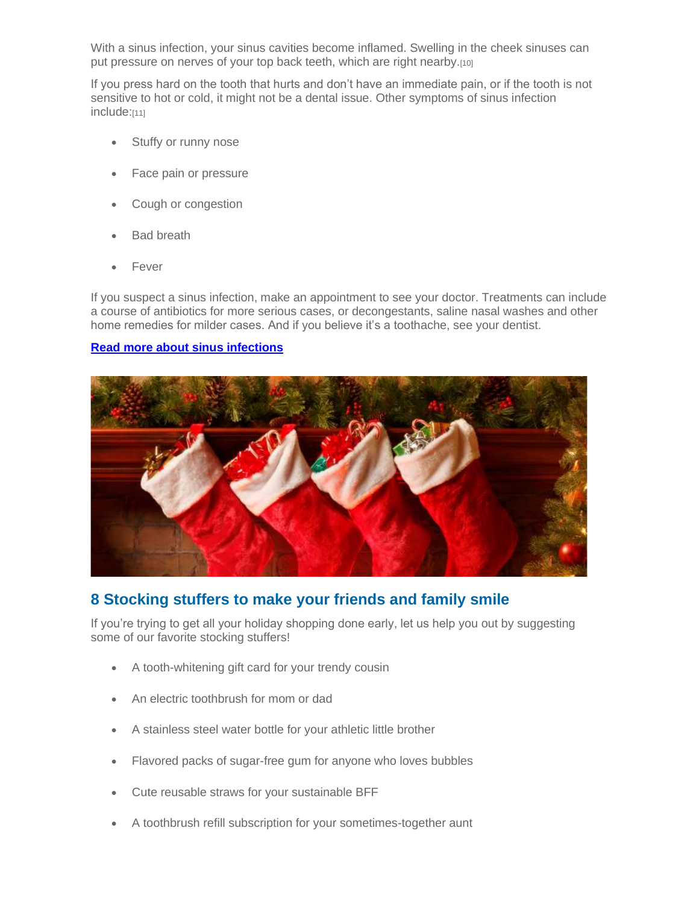With a sinus infection, your sinus cavities become inflamed. Swelling in the cheek sinuses can put pressure on nerves of your top back teeth, which are right nearby.[10]

If you press hard on the tooth that hurts and don't have an immediate pain, or if the tooth is not sensitive to hot or cold, it might not be a dental issue. Other symptoms of sinus infection include:[11]

- Stuffy or runny nose
- Face pain or pressure
- Cough or congestion
- Bad breath
- Fever

If you suspect a sinus infection, make an appointment to see your doctor. Treatments can include a course of antibiotics for more serious cases, or decongestants, saline nasal washes and other home remedies for milder cases. And if you believe it's a toothache, see your dentist.

**Read more about sinus infections**

## 8 Stocking stuffers to make your friends and family smile

If you're trying to get all your holiday shopping done early, let us help you out by suggesting some of our favorite stocking stuffers!

- A tooth-whitening gift card for your trendy cousin
- An electric toothbrush for mom or dad
- A stainless steel water bottle for your athletic little brother
- Flavored packs of sugar-free gum for anyone who loves bubbles
- Cute reusable straws for your sustainable BFF
- A toothbrush refill subscription for your sometimes-together aunt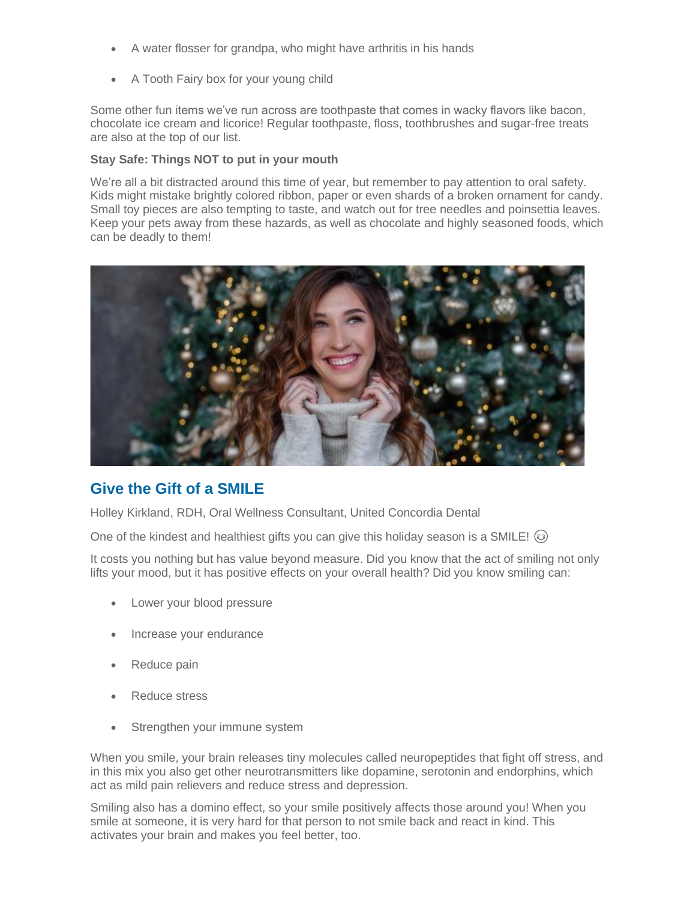- A water flosser for grandpa, who might have arthritis in his hands
- A Tooth Fairy box for your young child

Some other fun items we've run across are toothpaste that comes in wacky flavors like bacon, chocolate ice cream and licorice! Regular toothpaste, floss, toothbrushes and sugar-free treats are also at the top of our list.

**Stay Safe: Things NOT to put in your mouth**

We're all a bit distracted around this time of year, but remember to pay attention to oral safety. Kids might mistake brightly colored ribbon, paper or even shards of a broken ornament for candy. Small toy pieces are also tempting to taste, and watch out for tree needles and poinsettia leaves. Keep your pets away from these hazards, as well as chocolate and highly seasoned foods, which can be deadly to them!

## Give the Gift of a SMILE

Holley Kirkland, RDH, Oral Wellness Consultant, United Concordia Dental

One of the kindest and healthiest gifts you can give this holiday season is a SMILE! 😊

It costs you nothing but has value beyond measure. Did you know that the act of smiling not only lifts your mood, but it has positive effects on your overall health? Did you know smiling can:

- Lower your blood pressure
- Increase your endurance
- Reduce pain
- Reduce stress
- Strengthen your immune system

When you smile, your brain releases tiny molecules called neuropeptides that fight off stress, and in this mix you also get other neurotransmitters like dopamine, serotonin and endorphins, which act as mild pain relievers and reduce stress and depression.

Smiling also has a domino effect, so your smile positively affects those around you! When you smile at someone, it is very hard for that person to not smile back and react in kind. This activates your brain and makes you feel better, too.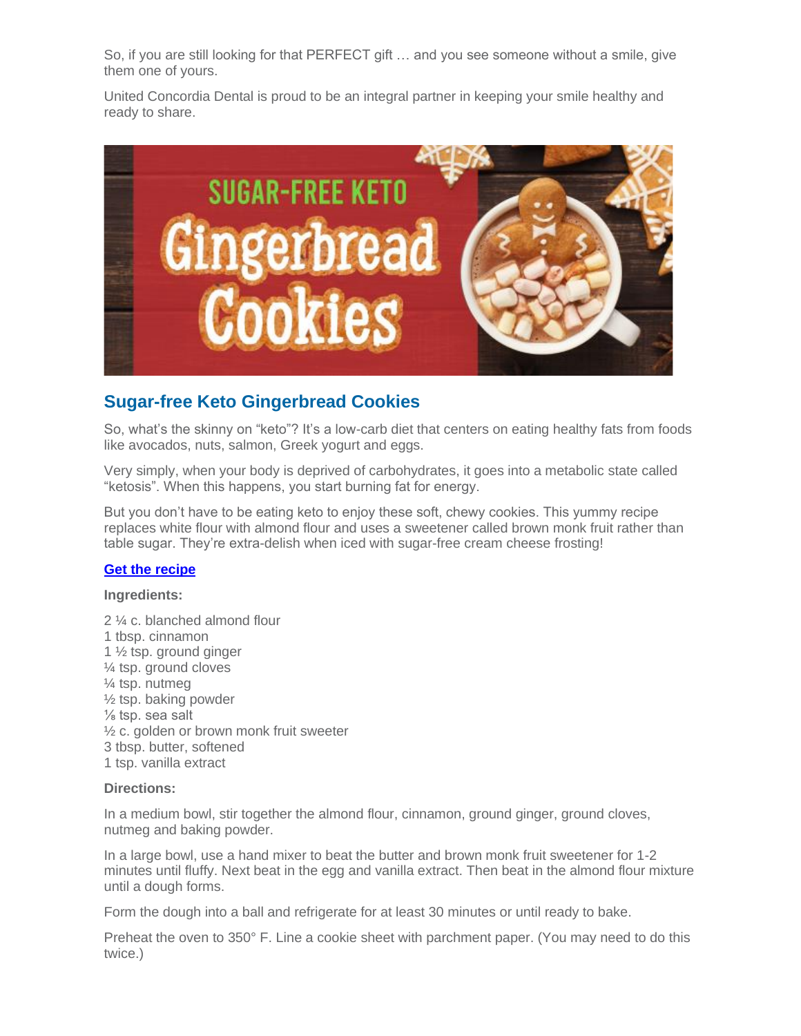So, if you are still looking for that PERFECT gift … and you see someone without a smile, give them one of yours.

United Concordia Dental is proud to be an integral partner in keeping your smile healthy and ready to share.

## Sugar-free Keto Gingerbread Cookies

So, what's the skinny on "keto"? It's a low-carb diet that centers on eating healthy fats from foods like avocados, nuts, salmon, Greek yogurt and eggs.

Very simply, when your body is deprived of carbohydrates, it goes into a metabolic state called "ketosis". When this happens, you start burning fat for energy.

But you don't have to be eating keto to enjoy these soft, chewy cookies. This yummy recipe replaces white flour with almond flour and uses a sweetener called brown monk fruit rather than table sugar. They're extra-delish when iced with sugar-free cream cheese frosting!

**Get the recipe**

**Ingredients:**

2 ¼ c. blanched almond flour
1 tbsp. cinnamon
1 ½ tsp. ground ginger
¼ tsp. ground cloves
¼ tsp. nutmeg
½ tsp. baking powder
⅛ tsp. sea salt
½ c. golden or brown monk fruit sweeter
3 tbsp. butter, softened
1 tsp. vanilla extract

**Directions:**

In a medium bowl, stir together the almond flour, cinnamon, ground ginger, ground cloves, nutmeg and baking powder.

In a large bowl, use a hand mixer to beat the butter and brown monk fruit sweetener for 1-2 minutes until fluffy. Next beat in the egg and vanilla extract. Then beat in the almond flour mixture until a dough forms.

Form the dough into a ball and refrigerate for at least 30 minutes or until ready to bake.

Preheat the oven to 350° F. Line a cookie sheet with parchment paper. (You may need to do this twice.)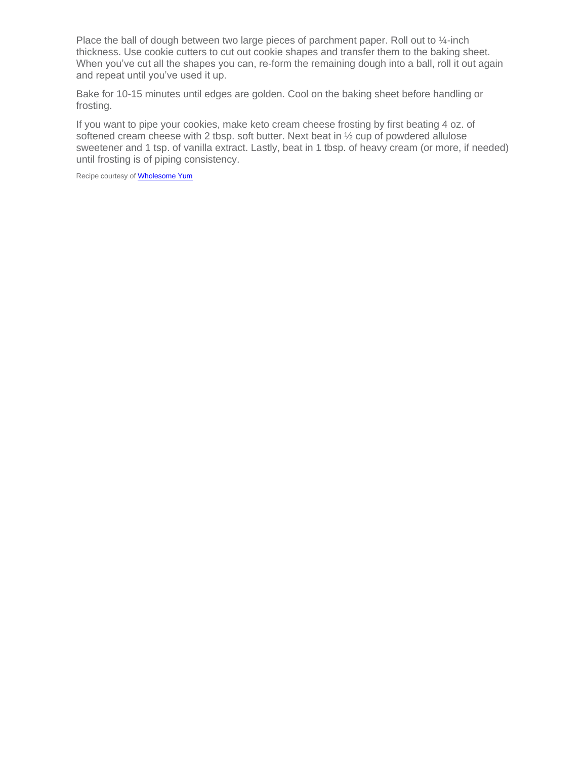Place the ball of dough between two large pieces of parchment paper. Roll out to ¼-inch thickness. Use cookie cutters to cut out cookie shapes and transfer them to the baking sheet. When you've cut all the shapes you can, re-form the remaining dough into a ball, roll it out again and repeat until you've used it up.

Bake for 10-15 minutes until edges are golden. Cool on the baking sheet before handling or frosting.

If you want to pipe your cookies, make keto cream cheese frosting by first beating 4 oz. of softened cream cheese with 2 tbsp. soft butter. Next beat in ½ cup of powdered allulose sweetener and 1 tsp. of vanilla extract. Lastly, beat in 1 tbsp. of heavy cream (or more, if needed) until frosting is of piping consistency.

Recipe courtesy of [Wholesome Yum]